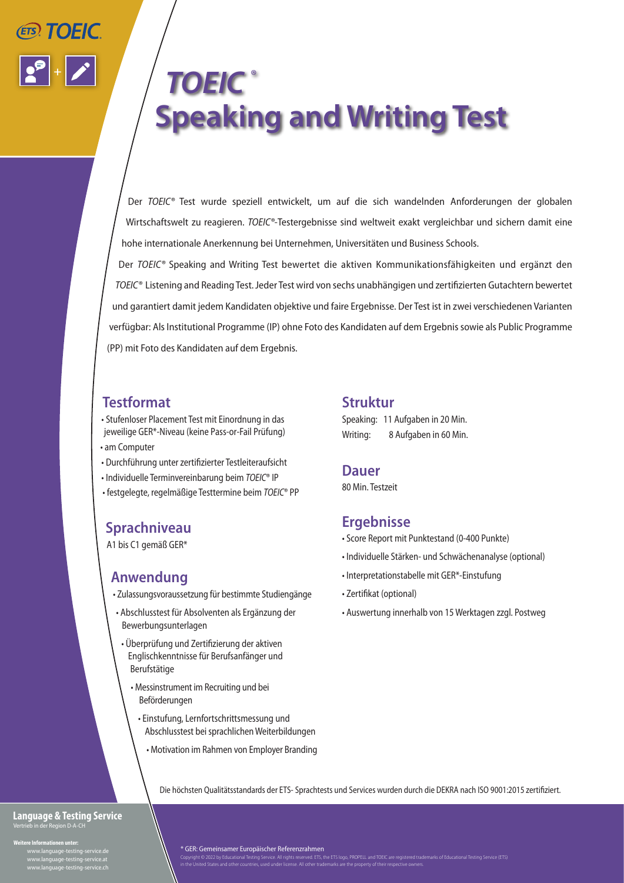# *TOEIC*® Speaking and Writing Test

Der *TOEIC*® Test wurde speziell entwickelt, um auf die sich wandelnden Anforderungen der globalen Wirtschaftswelt zu reagieren. *TOEIC*®-Testergebnisse sind weltweit exakt vergleichbar und sichern damit eine hohe internationale Anerkennung bei Unternehmen, Universitäten und Business Schools.

Der *TOEIC*® Speaking and Writing Test bewertet die aktiven Kommunikationsfähigkeiten und ergänzt den *TOEIC*® Listening and Reading Test. Jeder Test wird von sechs unabhängigen und zertifizierten Gutachtern bewertet und garantiert damit jedem Kandidaten objektive und faire Ergebnisse. Der Test ist in zwei verschiedenen Varianten verfügbar: Als Institutional Programme (IP) ohne Foto des Kandidaten auf dem Ergebnis sowie als Public Programme (PP) mit Foto des Kandidaten auf dem Ergebnis.

## Testformat

- Stufenloser Placement Test mit Einordnung in das jeweilige GER*-Niveau (keine Pass-or-Fail Prüfung)
- am Computer
- Durchführung unter zertifizierter Testleiteraufsicht
- Individuelle Terminvereinbarung beim *TOEIC*® IP
- festgelegte, regelmäßige Testtermine beim *TOEIC*® PP

## Sprachniveau

A1 bis C1 gemäß GER*

## Anwendung

- Zulassungsvoraussetzung für bestimmte Studiengänge
- Abschlusstest für Absolventen als Ergänzung der Bewerbungsunterlagen
- Überprüfung und Zertifizierung der aktiven Englischkenntnisse für Berufsanfänger und Berufstätige
- Messinstrument im Recruiting und bei Beförderungen
- Einstufung, Lernfortschrittsmessung und Abschlusstest bei sprachlichen Weiterbildungen
- Motivation im Rahmen von Employer Branding

## Struktur

Speaking: 11 Aufgaben in 20 Min.
Writing: 8 Aufgaben in 60 Min.

## Dauer

80 Min. Testzeit

## Ergebnisse

- Score Report mit Punktestand (0-400 Punkte)
- Individuelle Stärken- und Schwächenanalyse (optional)
- Interpretationstabelle mit GER*-Einstufung
- Zertifikat (optional)
- Auswertung innerhalb von 15 Werktagen zzgl. Postweg

Die höchsten Qualitätsstandards der ETS- Sprachtests und Services wurden durch die DEKRA nach ISO 9001:2015 zertifiziert.

**Language & Testing Service**
Vertrieb in der Region D-A-CH

**Weitere Informationen unter:**
www.language-testing-service.de
www.language-testing-service.at
www.language-testing-service.ch

\* GER: Gemeinsamer Europäischer Referenzrahmen

Copyright © 2022 by Educational Testing Service. All rights reserved. ETS, the ETS logo, PROPELL and TOEIC are registered trademarks of Educational Testing Service (ETS) in the United States and other countries, used under license. All other trademarks are the property of their respective owners.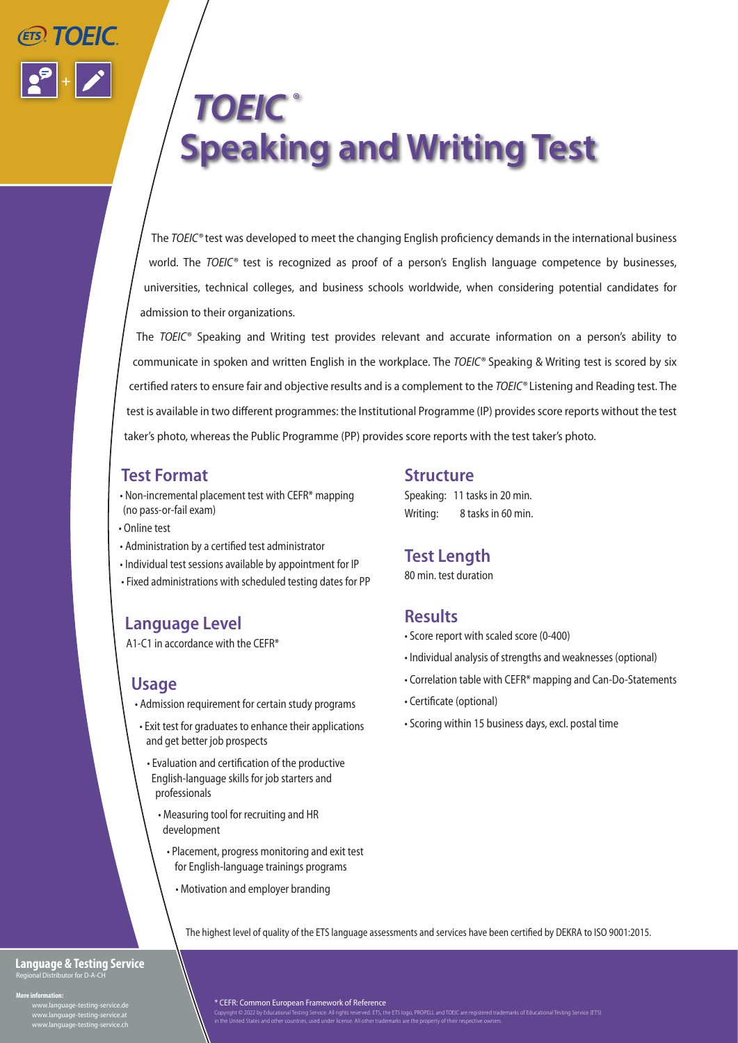ETS TOEIC

# *TOEIC*® Speaking and Writing Test

The *TOEIC*® test was developed to meet the changing English proficiency demands in the international business world. The *TOEIC*® test is recognized as proof of a person's English language competence by businesses, universities, technical colleges, and business schools worldwide, when considering potential candidates for admission to their organizations.

The *TOEIC*® Speaking and Writing test provides relevant and accurate information on a person's ability to communicate in spoken and written English in the workplace. The *TOEIC*® Speaking & Writing test is scored by six certified raters to ensure fair and objective results and is a complement to the *TOEIC*® Listening and Reading test. The test is available in two different programmes: the Institutional Programme (IP) provides score reports without the test taker's photo, whereas the Public Programme (PP) provides score reports with the test taker's photo.

## Test Format

- Non-incremental placement test with CEFR* mapping (no pass-or-fail exam)
- Online test
- Administration by a certified test administrator
- Individual test sessions available by appointment for IP
- Fixed administrations with scheduled testing dates for PP

## Language Level

A1-C1 in accordance with the CEFR*

## Usage

- Admission requirement for certain study programs
- Exit test for graduates to enhance their applications and get better job prospects
- Evaluation and certification of the productive English-language skills for job starters and professionals
- Measuring tool for recruiting and HR development
- Placement, progress monitoring and exit test for English-language trainings programs
- Motivation and employer branding

## Structure

Speaking: 11 tasks in 20 min.
Writing: 8 tasks in 60 min.

## Test Length

80 min. test duration

## Results

- Score report with scaled score (0-400)
- Individual analysis of strengths and weaknesses (optional)
- Correlation table with CEFR* mapping and Can-Do-Statements
- Certificate (optional)
- Scoring within 15 business days, excl. postal time

The highest level of quality of the ETS language assessments and services have been certified by DEKRA to ISO 9001:2015.

**Language & Testing Service**
Regional Distributor for D-A-CH

**More information:**
www.language-testing-service.de
www.language-testing-service.at
www.language-testing-service.ch

* CEFR: Common European Framework of Reference

Copyright © 2022 by Educational Testing Service. All rights reserved. ETS, the ETS logo, PROPELL and TOEIC are registered trademarks of Educational Testing Service (ETS) in the United States and other countries, used under license. All other trademarks are the property of their respective owners.